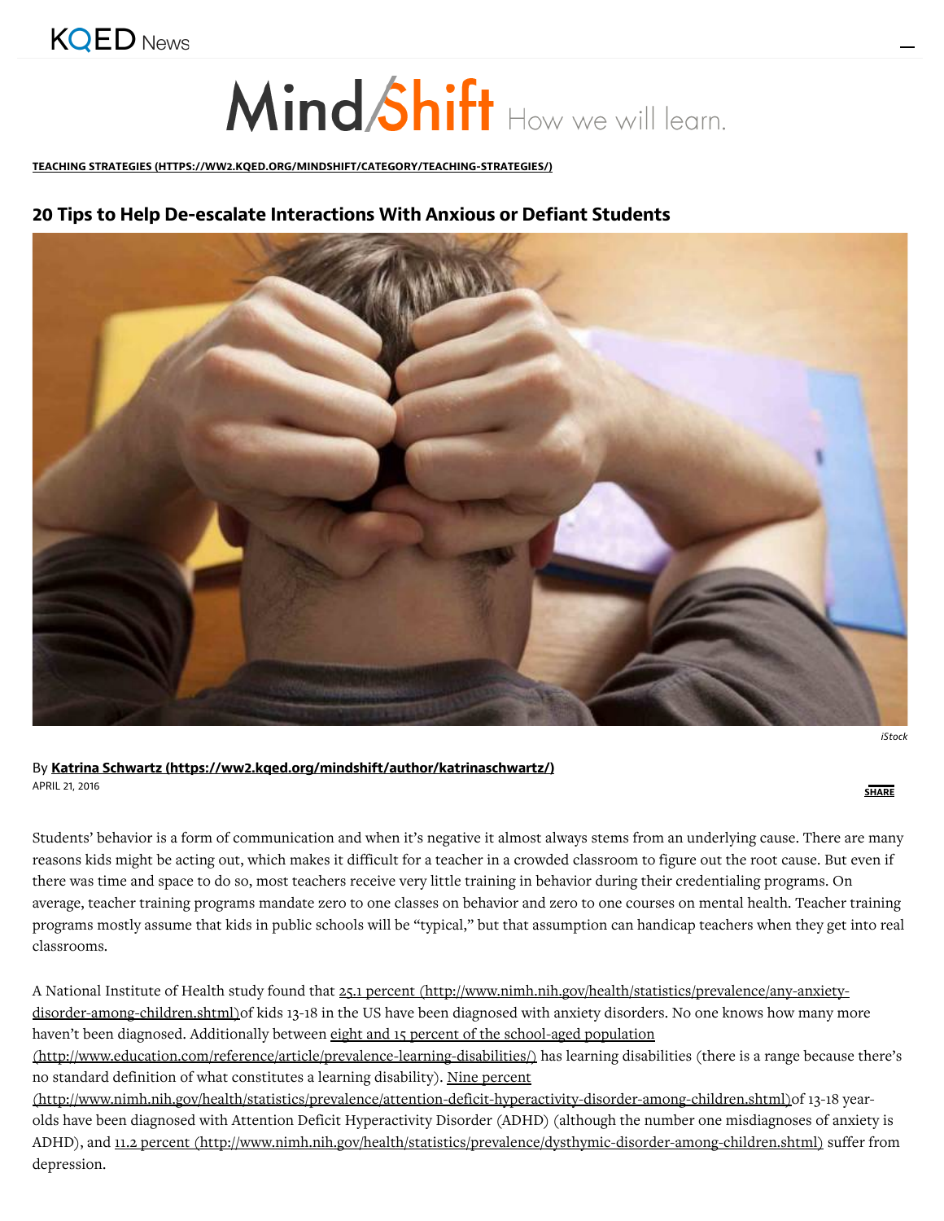KQED News

# MindShift How we will learn.

**TEACHING STRATEGIES (HTTPS://WW2.KQED.ORG/MINDSHIFT/CATEGORY/TEACHING-STRATEGIES/)**

## 20 Tips to Help De-escalate Interactions With Anxious or Defiant Students

*iStock*

By **Katrina Schwartz (https://ww2.kqed.org/mindshift/author/katrinaschwartz/)**
APRIL 21, 2016

SHARE

Students' behavior is a form of communication and when it's negative it almost always stems from an underlying cause. There are many reasons kids might be acting out, which makes it difficult for a teacher in a crowded classroom to figure out the root cause. But even if there was time and space to do so, most teachers receive very little training in behavior during their credentialing programs. On average, teacher training programs mandate zero to one classes on behavior and zero to one courses on mental health. Teacher training programs mostly assume that kids in public schools will be "typical," but that assumption can handicap teachers when they get into real classrooms.

A National Institute of Health study found that 25.1 percent (http://www.nimh.nih.gov/health/statistics/prevalence/any-anxiety-disorder-among-children.shtml)of kids 13-18 in the US have been diagnosed with anxiety disorders. No one knows how many more haven't been diagnosed. Additionally between eight and 15 percent of the school-aged population (http://www.education.com/reference/article/prevalence-learning-disabilities/) has learning disabilities (there is a range because there's no standard definition of what constitutes a learning disability). Nine percent (http://www.nimh.nih.gov/health/statistics/prevalence/attention-deficit-hyperactivity-disorder-among-children.shtml)of 13-18 year-olds have been diagnosed with Attention Deficit Hyperactivity Disorder (ADHD) (although the number one misdiagnoses of anxiety is ADHD), and 11.2 percent (http://www.nimh.nih.gov/health/statistics/prevalence/dysthymic-disorder-among-children.shtml) suffer from depression.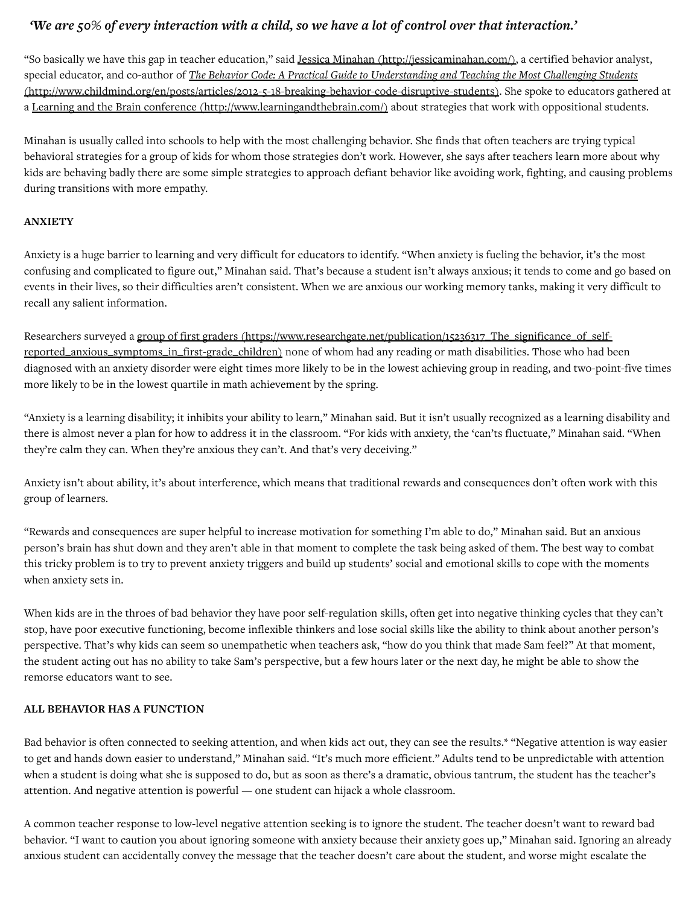*'We are 50% of every interaction with a child, so we have a lot of control over that interaction.'*

"So basically we have this gap in teacher education," said Jessica Minahan (http://jessicaminahan.com/), a certified behavior analyst, special educator, and co-author of *The Behavior Code: A Practical Guide to Understanding and Teaching the Most Challenging Students* (http://www.childmind.org/en/posts/articles/2012-5-18-breaking-behavior-code-disruptive-students). She spoke to educators gathered at a Learning and the Brain conference (http://www.learningandthebrain.com/) about strategies that work with oppositional students.

Minahan is usually called into schools to help with the most challenging behavior. She finds that often teachers are trying typical behavioral strategies for a group of kids for whom those strategies don't work. However, she says after teachers learn more about why kids are behaving badly there are some simple strategies to approach defiant behavior like avoiding work, fighting, and causing problems during transitions with more empathy.

**ANXIETY**

Anxiety is a huge barrier to learning and very difficult for educators to identify. "When anxiety is fueling the behavior, it's the most confusing and complicated to figure out," Minahan said. That's because a student isn't always anxious; it tends to come and go based on events in their lives, so their difficulties aren't consistent. When we are anxious our working memory tanks, making it very difficult to recall any salient information.

Researchers surveyed a group of first graders (https://www.researchgate.net/publication/15236317_The_significance_of_self-reported_anxious_symptoms_in_first-grade_children) none of whom had any reading or math disabilities. Those who had been diagnosed with an anxiety disorder were eight times more likely to be in the lowest achieving group in reading, and two-point-five times more likely to be in the lowest quartile in math achievement by the spring.

"Anxiety is a learning disability; it inhibits your ability to learn," Minahan said. But it isn't usually recognized as a learning disability and there is almost never a plan for how to address it in the classroom. "For kids with anxiety, the 'can'ts fluctuate," Minahan said. "When they're calm they can. When they're anxious they can't. And that's very deceiving."

Anxiety isn't about ability, it's about interference, which means that traditional rewards and consequences don't often work with this group of learners.

"Rewards and consequences are super helpful to increase motivation for something I'm able to do," Minahan said. But an anxious person's brain has shut down and they aren't able in that moment to complete the task being asked of them. The best way to combat this tricky problem is to try to prevent anxiety triggers and build up students' social and emotional skills to cope with the moments when anxiety sets in.

When kids are in the throes of bad behavior they have poor self-regulation skills, often get into negative thinking cycles that they can't stop, have poor executive functioning, become inflexible thinkers and lose social skills like the ability to think about another person's perspective. That's why kids can seem so unempathetic when teachers ask, "how do you think that made Sam feel?" At that moment, the student acting out has no ability to take Sam's perspective, but a few hours later or the next day, he might be able to show the remorse educators want to see.

**ALL BEHAVIOR HAS A FUNCTION**

Bad behavior is often connected to seeking attention, and when kids act out, they can see the results.* "Negative attention is way easier to get and hands down easier to understand," Minahan said. "It's much more efficient." Adults tend to be unpredictable with attention when a student is doing what she is supposed to do, but as soon as there's a dramatic, obvious tantrum, the student has the teacher's attention. And negative attention is powerful — one student can hijack a whole classroom.

A common teacher response to low-level negative attention seeking is to ignore the student. The teacher doesn't want to reward bad behavior. "I want to caution you about ignoring someone with anxiety because their anxiety goes up," Minahan said. Ignoring an already anxious student can accidentally convey the message that the teacher doesn't care about the student, and worse might escalate the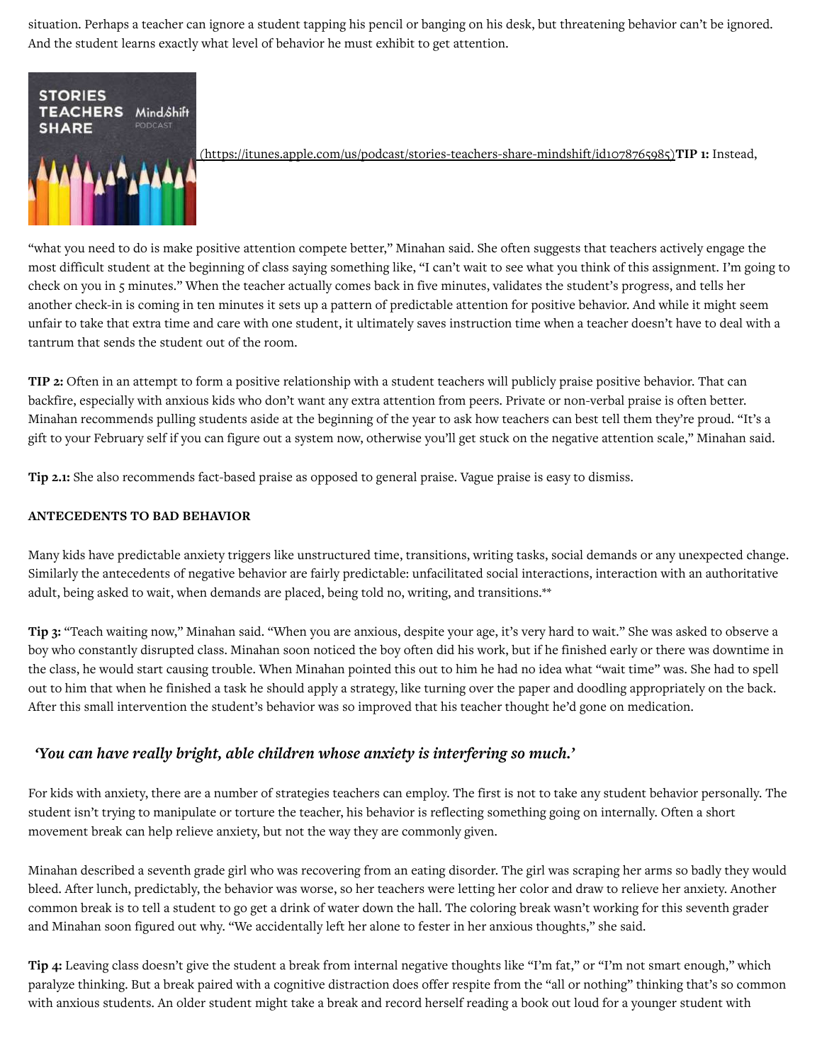situation. Perhaps a teacher can ignore a student tapping his pencil or banging on his desk, but threatening behavior can't be ignored. And the student learns exactly what level of behavior he must exhibit to get attention.

(https://itunes.apple.com/us/podcast/stories-teachers-share-mindshift/id1078765985)**TIP 1:** Instead, "what you need to do is make positive attention compete better," Minahan said. She often suggests that teachers actively engage the most difficult student at the beginning of class saying something like, "I can't wait to see what you think of this assignment. I'm going to check on you in 5 minutes." When the teacher actually comes back in five minutes, validates the student's progress, and tells her another check-in is coming in ten minutes it sets up a pattern of predictable attention for positive behavior. And while it might seem unfair to take that extra time and care with one student, it ultimately saves instruction time when a teacher doesn't have to deal with a tantrum that sends the student out of the room.

**TIP 2:** Often in an attempt to form a positive relationship with a student teachers will publicly praise positive behavior. That can backfire, especially with anxious kids who don't want any extra attention from peers. Private or non-verbal praise is often better. Minahan recommends pulling students aside at the beginning of the year to ask how teachers can best tell them they're proud. "It's a gift to your February self if you can figure out a system now, otherwise you'll get stuck on the negative attention scale," Minahan said.

**Tip 2.1:** She also recommends fact-based praise as opposed to general praise. Vague praise is easy to dismiss.

**ANTECEDENTS TO BAD BEHAVIOR**

Many kids have predictable anxiety triggers like unstructured time, transitions, writing tasks, social demands or any unexpected change. Similarly the antecedents of negative behavior are fairly predictable: unfacilitated social interactions, interaction with an authoritative adult, being asked to wait, when demands are placed, being told no, writing, and transitions.**

**Tip 3:** "Teach waiting now," Minahan said. "When you are anxious, despite your age, it's very hard to wait." She was asked to observe a boy who constantly disrupted class. Minahan soon noticed the boy often did his work, but if he finished early or there was downtime in the class, he would start causing trouble. When Minahan pointed this out to him he had no idea what "wait time" was. She had to spell out to him that when he finished a task he should apply a strategy, like turning over the paper and doodling appropriately on the back. After this small intervention the student's behavior was so improved that his teacher thought he'd gone on medication.

> ***'You can have really bright, able children whose anxiety is interfering so much.'***

For kids with anxiety, there are a number of strategies teachers can employ. The first is not to take any student behavior personally. The student isn't trying to manipulate or torture the teacher, his behavior is reflecting something going on internally. Often a short movement break can help relieve anxiety, but not the way they are commonly given.

Minahan described a seventh grade girl who was recovering from an eating disorder. The girl was scraping her arms so badly they would bleed. After lunch, predictably, the behavior was worse, so her teachers were letting her color and draw to relieve her anxiety. Another common break is to tell a student to go get a drink of water down the hall. The coloring break wasn't working for this seventh grader and Minahan soon figured out why. "We accidentally left her alone to fester in her anxious thoughts," she said.

**Tip 4:** Leaving class doesn't give the student a break from internal negative thoughts like "I'm fat," or "I'm not smart enough," which paralyze thinking. But a break paired with a cognitive distraction does offer respite from the "all or nothing" thinking that's so common with anxious students. An older student might take a break and record herself reading a book out loud for a younger student with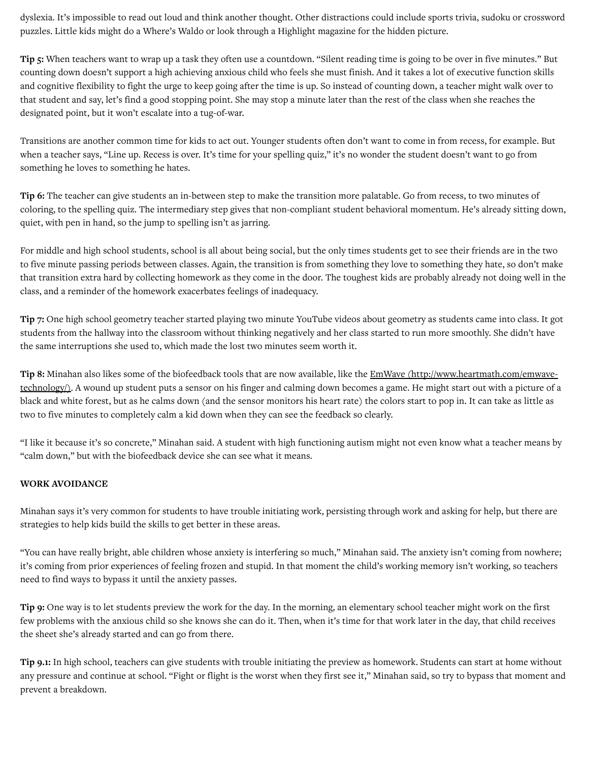dyslexia. It's impossible to read out loud and think another thought. Other distractions could include sports trivia, sudoku or crossword puzzles. Little kids might do a Where's Waldo or look through a Highlight magazine for the hidden picture.

**Tip 5:** When teachers want to wrap up a task they often use a countdown. "Silent reading time is going to be over in five minutes." But counting down doesn't support a high achieving anxious child who feels she must finish. And it takes a lot of executive function skills and cognitive flexibility to fight the urge to keep going after the time is up. So instead of counting down, a teacher might walk over to that student and say, let's find a good stopping point. She may stop a minute later than the rest of the class when she reaches the designated point, but it won't escalate into a tug-of-war.

Transitions are another common time for kids to act out. Younger students often don't want to come in from recess, for example. But when a teacher says, "Line up. Recess is over. It's time for your spelling quiz," it's no wonder the student doesn't want to go from something he loves to something he hates.

**Tip 6:** The teacher can give students an in-between step to make the transition more palatable. Go from recess, to two minutes of coloring, to the spelling quiz. The intermediary step gives that non-compliant student behavioral momentum. He's already sitting down, quiet, with pen in hand, so the jump to spelling isn't as jarring.

For middle and high school students, school is all about being social, but the only times students get to see their friends are in the two to five minute passing periods between classes. Again, the transition is from something they love to something they hate, so don't make that transition extra hard by collecting homework as they come in the door. The toughest kids are probably already not doing well in the class, and a reminder of the homework exacerbates feelings of inadequacy.

**Tip 7:** One high school geometry teacher started playing two minute YouTube videos about geometry as students came into class. It got students from the hallway into the classroom without thinking negatively and her class started to run more smoothly. She didn't have the same interruptions she used to, which made the lost two minutes seem worth it.

**Tip 8:** Minahan also likes some of the biofeedback tools that are now available, like the EmWave (http://www.heartmath.com/emwave-technology/). A wound up student puts a sensor on his finger and calming down becomes a game. He might start out with a picture of a black and white forest, but as he calms down (and the sensor monitors his heart rate) the colors start to pop in. It can take as little as two to five minutes to completely calm a kid down when they can see the feedback so clearly.

"I like it because it's so concrete," Minahan said. A student with high functioning autism might not even know what a teacher means by "calm down," but with the biofeedback device she can see what it means.

**WORK AVOIDANCE**

Minahan says it's very common for students to have trouble initiating work, persisting through work and asking for help, but there are strategies to help kids build the skills to get better in these areas.

"You can have really bright, able children whose anxiety is interfering so much," Minahan said. The anxiety isn't coming from nowhere; it's coming from prior experiences of feeling frozen and stupid. In that moment the child's working memory isn't working, so teachers need to find ways to bypass it until the anxiety passes.

**Tip 9:** One way is to let students preview the work for the day. In the morning, an elementary school teacher might work on the first few problems with the anxious child so she knows she can do it. Then, when it's time for that work later in the day, that child receives the sheet she's already started and can go from there.

**Tip 9.1:** In high school, teachers can give students with trouble initiating the preview as homework. Students can start at home without any pressure and continue at school. "Fight or flight is the worst when they first see it," Minahan said, so try to bypass that moment and prevent a breakdown.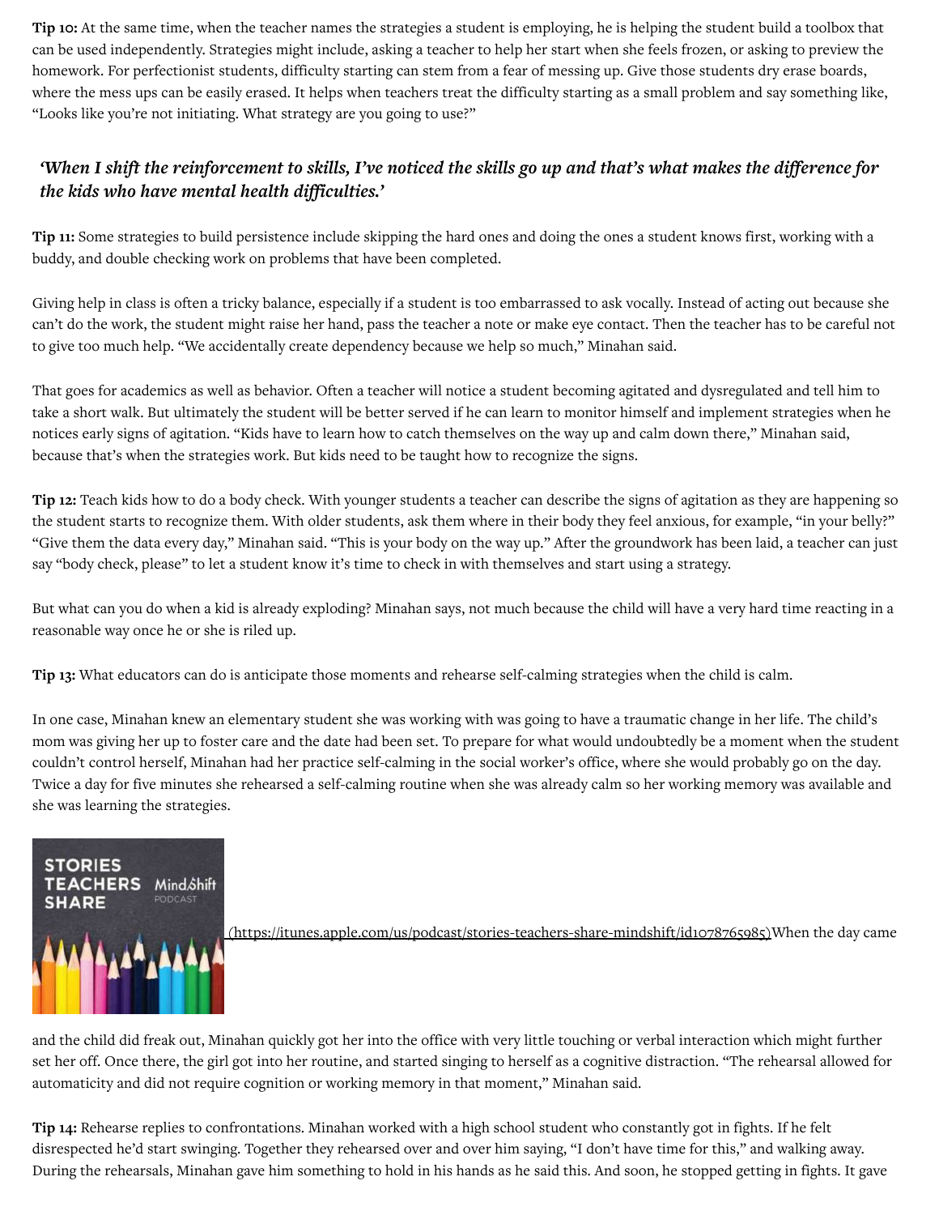**Tip 10:** At the same time, when the teacher names the strategies a student is employing, he is helping the student build a toolbox that can be used independently. Strategies might include, asking a teacher to help her start when she feels frozen, or asking to preview the homework. For perfectionist students, difficulty starting can stem from a fear of messing up. Give those students dry erase boards, where the mess ups can be easily erased. It helps when teachers treat the difficulty starting as a small problem and say something like, "Looks like you're not initiating. What strategy are you going to use?"

> *'When I shift the reinforcement to skills, I've noticed the skills go up and that's what makes the difference for the kids who have mental health difficulties.'*

**Tip 11:** Some strategies to build persistence include skipping the hard ones and doing the ones a student knows first, working with a buddy, and double checking work on problems that have been completed.

Giving help in class is often a tricky balance, especially if a student is too embarrassed to ask vocally. Instead of acting out because she can't do the work, the student might raise her hand, pass the teacher a note or make eye contact. Then the teacher has to be careful not to give too much help. "We accidentally create dependency because we help so much," Minahan said.

That goes for academics as well as behavior. Often a teacher will notice a student becoming agitated and dysregulated and tell him to take a short walk. But ultimately the student will be better served if he can learn to monitor himself and implement strategies when he notices early signs of agitation. "Kids have to learn how to catch themselves on the way up and calm down there," Minahan said, because that's when the strategies work. But kids need to be taught how to recognize the signs.

**Tip 12:** Teach kids how to do a body check. With younger students a teacher can describe the signs of agitation as they are happening so the student starts to recognize them. With older students, ask them where in their body they feel anxious, for example, "in your belly?" "Give them the data every day," Minahan said. "This is your body on the way up." After the groundwork has been laid, a teacher can just say "body check, please" to let a student know it's time to check in with themselves and start using a strategy.

But what can you do when a kid is already exploding? Minahan says, not much because the child will have a very hard time reacting in a reasonable way once he or she is riled up.

**Tip 13:** What educators can do is anticipate those moments and rehearse self-calming strategies when the child is calm.

In one case, Minahan knew an elementary student she was working with was going to have a traumatic change in her life. The child's mom was giving her up to foster care and the date had been set. To prepare for what would undoubtedly be a moment when the student couldn't control herself, Minahan had her practice self-calming in the social worker's office, where she would probably go on the day. Twice a day for five minutes she rehearsed a self-calming routine when she was already calm so her working memory was available and she was learning the strategies.

(https://itunes.apple.com/us/podcast/stories-teachers-share-mindshift/id1078765985)When the day came and the child did freak out, Minahan quickly got her into the office with very little touching or verbal interaction which might further set her off. Once there, the girl got into her routine, and started singing to herself as a cognitive distraction. "The rehearsal allowed for automaticity and did not require cognition or working memory in that moment," Minahan said.

**Tip 14:** Rehearse replies to confrontations. Minahan worked with a high school student who constantly got in fights. If he felt disrespected he'd start swinging. Together they rehearsed over and over him saying, "I don't have time for this," and walking away. During the rehearsals, Minahan gave him something to hold in his hands as he said this. And soon, he stopped getting in fights. It gave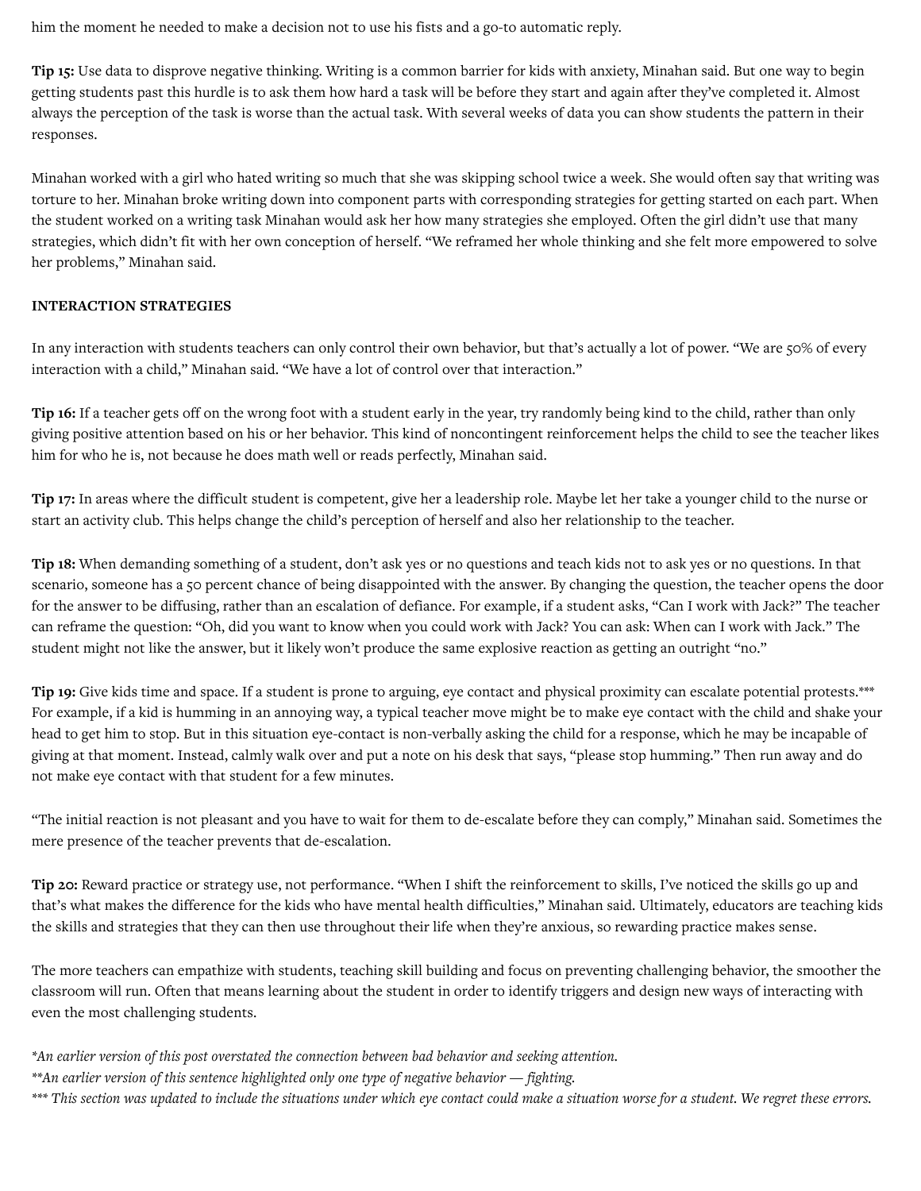him the moment he needed to make a decision not to use his fists and a go-to automatic reply.

**Tip 15:** Use data to disprove negative thinking. Writing is a common barrier for kids with anxiety, Minahan said. But one way to begin getting students past this hurdle is to ask them how hard a task will be before they start and again after they've completed it. Almost always the perception of the task is worse than the actual task. With several weeks of data you can show students the pattern in their responses.

Minahan worked with a girl who hated writing so much that she was skipping school twice a week. She would often say that writing was torture to her. Minahan broke writing down into component parts with corresponding strategies for getting started on each part. When the student worked on a writing task Minahan would ask her how many strategies she employed. Often the girl didn't use that many strategies, which didn't fit with her own conception of herself. "We reframed her whole thinking and she felt more empowered to solve her problems," Minahan said.

**INTERACTION STRATEGIES**

In any interaction with students teachers can only control their own behavior, but that's actually a lot of power. "We are 50% of every interaction with a child," Minahan said. "We have a lot of control over that interaction."

**Tip 16:** If a teacher gets off on the wrong foot with a student early in the year, try randomly being kind to the child, rather than only giving positive attention based on his or her behavior. This kind of noncontingent reinforcement helps the child to see the teacher likes him for who he is, not because he does math well or reads perfectly, Minahan said.

**Tip 17:** In areas where the difficult student is competent, give her a leadership role. Maybe let her take a younger child to the nurse or start an activity club. This helps change the child's perception of herself and also her relationship to the teacher.

**Tip 18:** When demanding something of a student, don't ask yes or no questions and teach kids not to ask yes or no questions. In that scenario, someone has a 50 percent chance of being disappointed with the answer. By changing the question, the teacher opens the door for the answer to be diffusing, rather than an escalation of defiance. For example, if a student asks, "Can I work with Jack?" The teacher can reframe the question: "Oh, did you want to know when you could work with Jack? You can ask: When can I work with Jack." The student might not like the answer, but it likely won't produce the same explosive reaction as getting an outright "no."

**Tip 19:** Give kids time and space. If a student is prone to arguing, eye contact and physical proximity can escalate potential protests.*** For example, if a kid is humming in an annoying way, a typical teacher move might be to make eye contact with the child and shake your head to get him to stop. But in this situation eye-contact is non-verbally asking the child for a response, which he may be incapable of giving at that moment. Instead, calmly walk over and put a note on his desk that says, "please stop humming." Then run away and do not make eye contact with that student for a few minutes.

"The initial reaction is not pleasant and you have to wait for them to de-escalate before they can comply," Minahan said. Sometimes the mere presence of the teacher prevents that de-escalation.

**Tip 20:** Reward practice or strategy use, not performance. "When I shift the reinforcement to skills, I've noticed the skills go up and that's what makes the difference for the kids who have mental health difficulties," Minahan said. Ultimately, educators are teaching kids the skills and strategies that they can then use throughout their life when they're anxious, so rewarding practice makes sense.

The more teachers can empathize with students, teaching skill building and focus on preventing challenging behavior, the smoother the classroom will run. Often that means learning about the student in order to identify triggers and design new ways of interacting with even the most challenging students.

*\*An earlier version of this post overstated the connection between bad behavior and seeking attention.*
*\*\*An earlier version of this sentence highlighted only one type of negative behavior — fighting.*
*\*\*\* This section was updated to include the situations under which eye contact could make a situation worse for a student. We regret these errors.*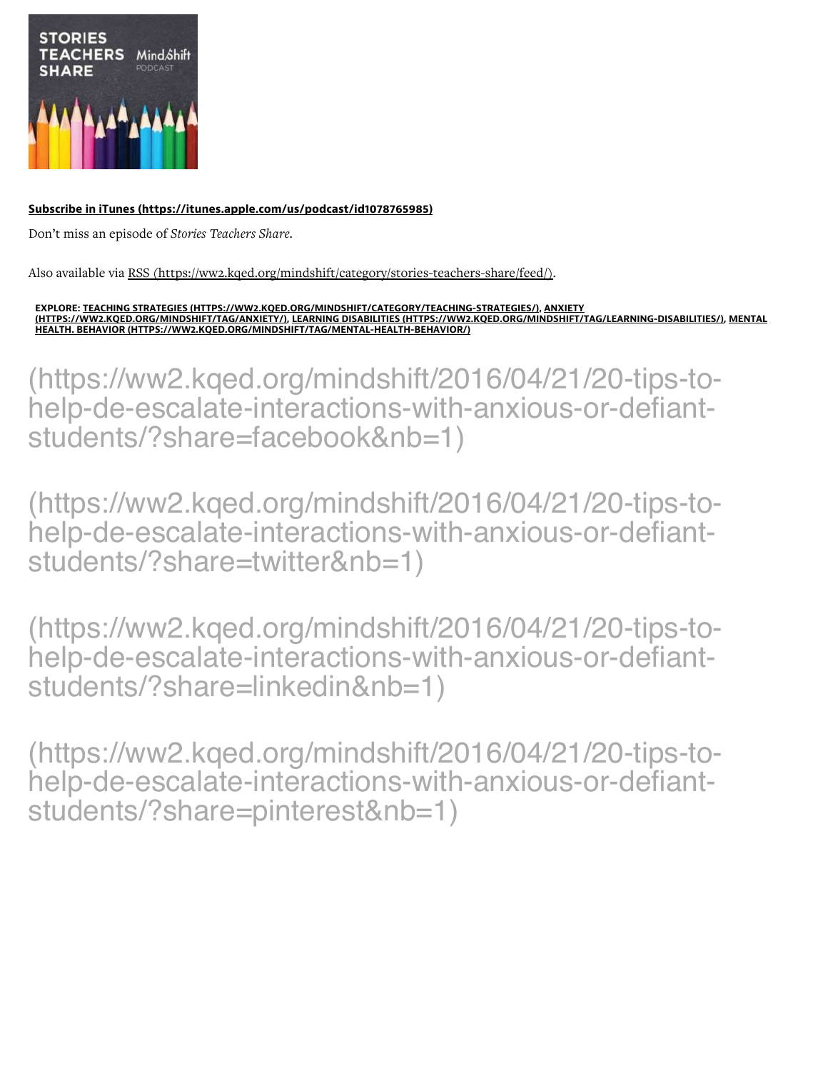**Subscribe in iTunes (https://itunes.apple.com/us/podcast/id1078765985)**

Don't miss an episode of *Stories Teachers Share*.

Also available via RSS (https://ww2.kqed.org/mindshift/category/stories-teachers-share/feed/).

**EXPLORE: TEACHING STRATEGIES (HTTPS://WW2.KQED.ORG/MINDSHIFT/CATEGORY/TEACHING-STRATEGIES/), ANXIETY (HTTPS://WW2.KQED.ORG/MINDSHIFT/TAG/ANXIETY/), LEARNING DISABILITIES (HTTPS://WW2.KQED.ORG/MINDSHIFT/TAG/LEARNING-DISABILITIES/), MENTAL HEALTH. BEHAVIOR (HTTPS://WW2.KQED.ORG/MINDSHIFT/TAG/MENTAL-HEALTH-BEHAVIOR/)**

(https://ww2.kqed.org/mindshift/2016/04/21/20-tips-to-help-de-escalate-interactions-with-anxious-or-defiant-students/?share=facebook&nb=1)

(https://ww2.kqed.org/mindshift/2016/04/21/20-tips-to-help-de-escalate-interactions-with-anxious-or-defiant-students/?share=twitter&nb=1)

(https://ww2.kqed.org/mindshift/2016/04/21/20-tips-to-help-de-escalate-interactions-with-anxious-or-defiant-students/?share=linkedin&nb=1)

(https://ww2.kqed.org/mindshift/2016/04/21/20-tips-to-help-de-escalate-interactions-with-anxious-or-defiant-students/?share=pinterest&nb=1)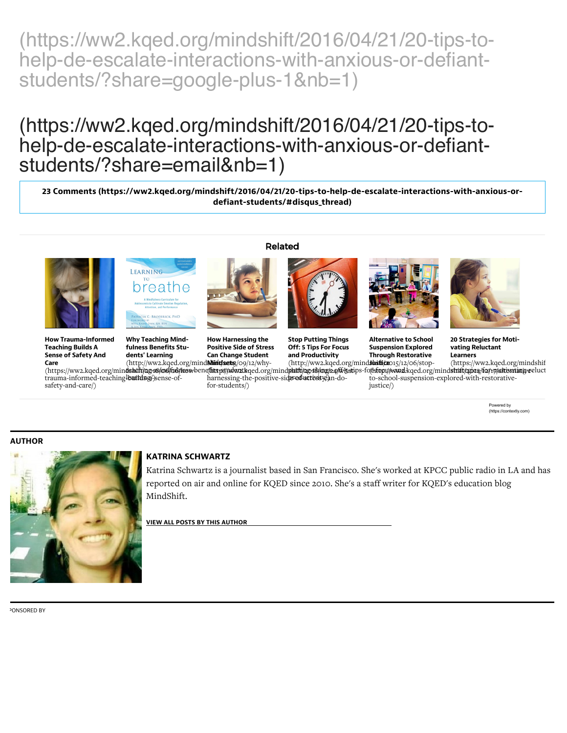(https://ww2.kqed.org/mindshift/2016/04/21/20-tips-to-help-de-escalate-interactions-with-anxious-or-defiant-students/?share=google-plus-1&nb=1)

(https://ww2.kqed.org/mindshift/2016/04/21/20-tips-to-help-de-escalate-interactions-with-anxious-or-defiant-students/?share=email&nb=1)

**23 Comments (https://ww2.kqed.org/mindshift/2016/04/21/20-tips-to-help-de-escalate-interactions-with-anxious-or-defiant-students/#disqus_thread)**

**Related**

**How Trauma-Informed Teaching Builds A Sense of Safety And Care** (https://ww2.kqed.org/mindshift/2016/04/05/how-trauma-informed-teaching-builds-a-sense-of-safety-and-care/)

**Why Teaching Mindfulness Benefits Students' Learning** (http://ww2.kqed.org/mindshift/2015/09/12/why-teaching-mindfulness-benefits-students-learning/)

**How Harnessing the Positive Side of Stress Can Change Student Mindsets** (https://ww2.kqed.org/mindshift/2016/04/05/how-harnessing-the-positive-side-of-stress-can-do-for-students/)

**Stop Putting Things Off: 5 Tips For Focus and Productivity** (http://ww2.kqed.org/mindshift/2015/12/06/stop-putting-things-off-5-tips-for-focus-and-productivity/)

**Alternative to School Suspension Explored Through Restorative Justice** (http://ww2.kqed.org/mindshift/2014/01/alternative-to-school-suspension-explored-with-restorative-justice/)

**20 Strategies for Motivating Reluctant Learners** (https://ww2.kqed.org/mindshift/2016/01/motivating-reluctant-learners/)

Powered by (https://contextly.com)

**AUTHOR**

**KATRINA SCHWARTZ**

Katrina Schwartz is a journalist based in San Francisco. She's worked at KPCC public radio in LA and has reported on air and online for KQED since 2010. She's a staff writer for KQED's education blog MindShift.

**VIEW ALL POSTS BY THIS AUTHOR**

SPONSORED BY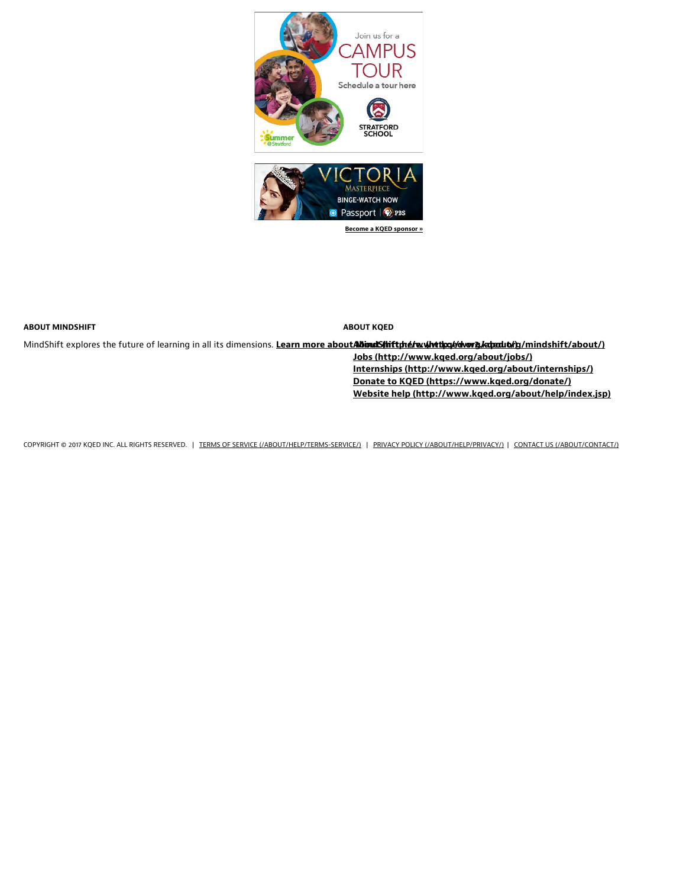Become a KQED sponsor »

**ABOUT MINDSHIFT**

MindShift explores the future of learning in all its dimensions. **Learn more about MindShift here (http://ww2.kqed.org/mindshift/about/)**

**ABOUT KQED**

**About KQED (http://www.kqed.org/about/)**
**Jobs (http://www.kqed.org/about/jobs/)**
**Internships (http://www.kqed.org/about/internships/)**
**Donate to KQED (https://www.kqed.org/donate/)**
**Website help (http://www.kqed.org/about/help/index.jsp)**

COPYRIGHT © 2017 KQED INC. ALL RIGHTS RESERVED. | TERMS OF SERVICE (/ABOUT/HELP/TERMS-SERVICE/) | PRIVACY POLICY (/ABOUT/HELP/PRIVACY/) | CONTACT US (/ABOUT/CONTACT/)